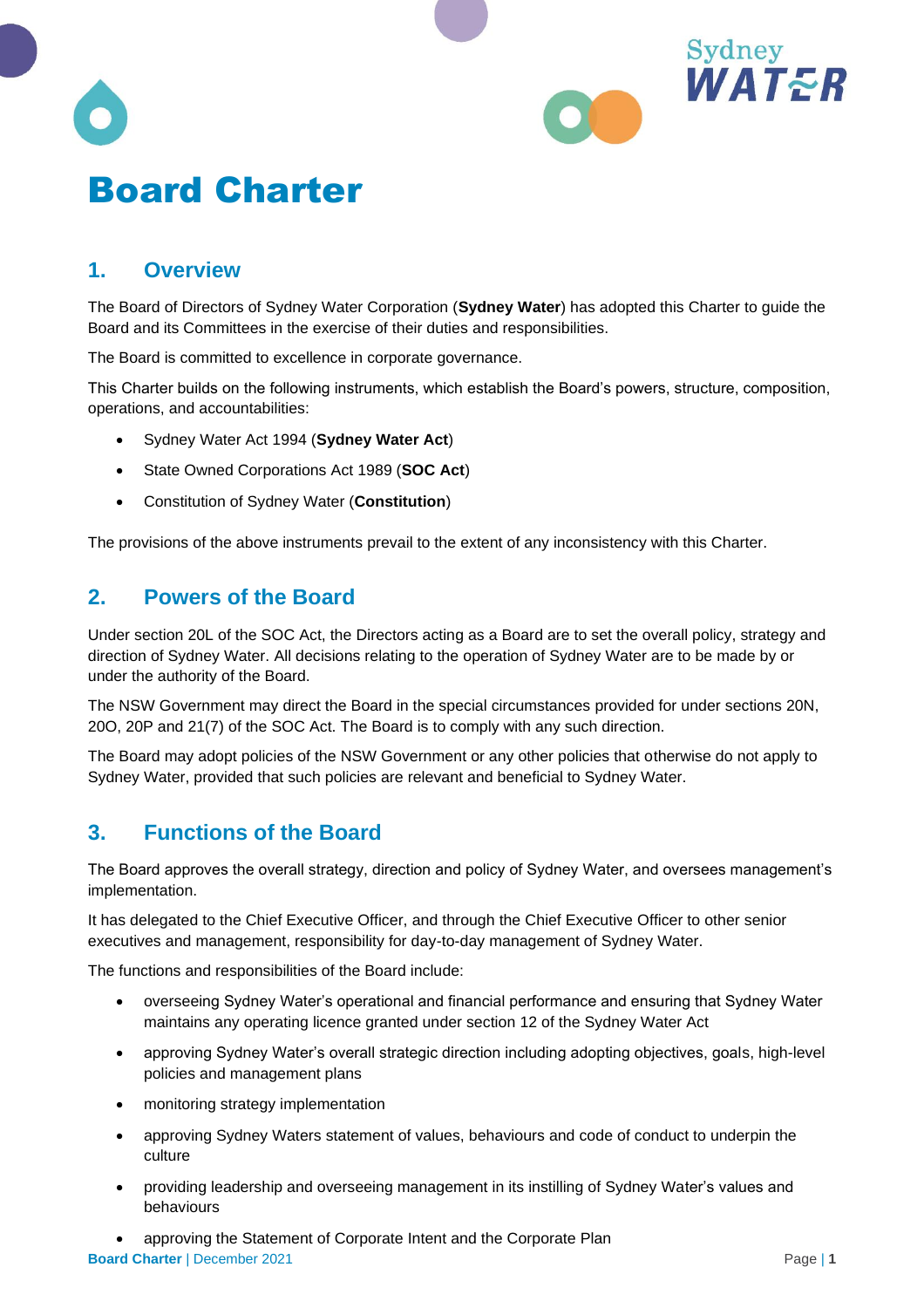# Board Charter

## 1. Overview

The Board of Directors of Sydney Water Corporation (**Sydney Water**) has adopted this Charter to guide the Board and its Committees in the exercise of their duties and responsibilities.

The Board is committed to excellence in corporate governance.

This Charter builds on the following instruments, which establish the Board's powers, structure, composition, operations, and accountabilities:

- Sydney Water Act 1994 (**Sydney Water Act**)
- State Owned Corporations Act 1989 (**SOC Act**)
- Constitution of Sydney Water (**Constitution**)

The provisions of the above instruments prevail to the extent of any inconsistency with this Charter.

## 2. Powers of the Board

Under section 20L of the SOC Act, the Directors acting as a Board are to set the overall policy, strategy and direction of Sydney Water. All decisions relating to the operation of Sydney Water are to be made by or under the authority of the Board.

The NSW Government may direct the Board in the special circumstances provided for under sections 20N, 20O, 20P and 21(7) of the SOC Act. The Board is to comply with any such direction.

The Board may adopt policies of the NSW Government or any other policies that otherwise do not apply to Sydney Water, provided that such policies are relevant and beneficial to Sydney Water.

## 3. Functions of the Board

The Board approves the overall strategy, direction and policy of Sydney Water, and oversees management's implementation.

It has delegated to the Chief Executive Officer, and through the Chief Executive Officer to other senior executives and management, responsibility for day-to-day management of Sydney Water.

The functions and responsibilities of the Board include:

- overseeing Sydney Water's operational and financial performance and ensuring that Sydney Water maintains any operating licence granted under section 12 of the Sydney Water Act
- approving Sydney Water's overall strategic direction including adopting objectives, goals, high-level policies and management plans
- monitoring strategy implementation
- approving Sydney Waters statement of values, behaviours and code of conduct to underpin the culture
- providing leadership and overseeing management in its instilling of Sydney Water's values and behaviours
- approving the Statement of Corporate Intent and the Corporate Plan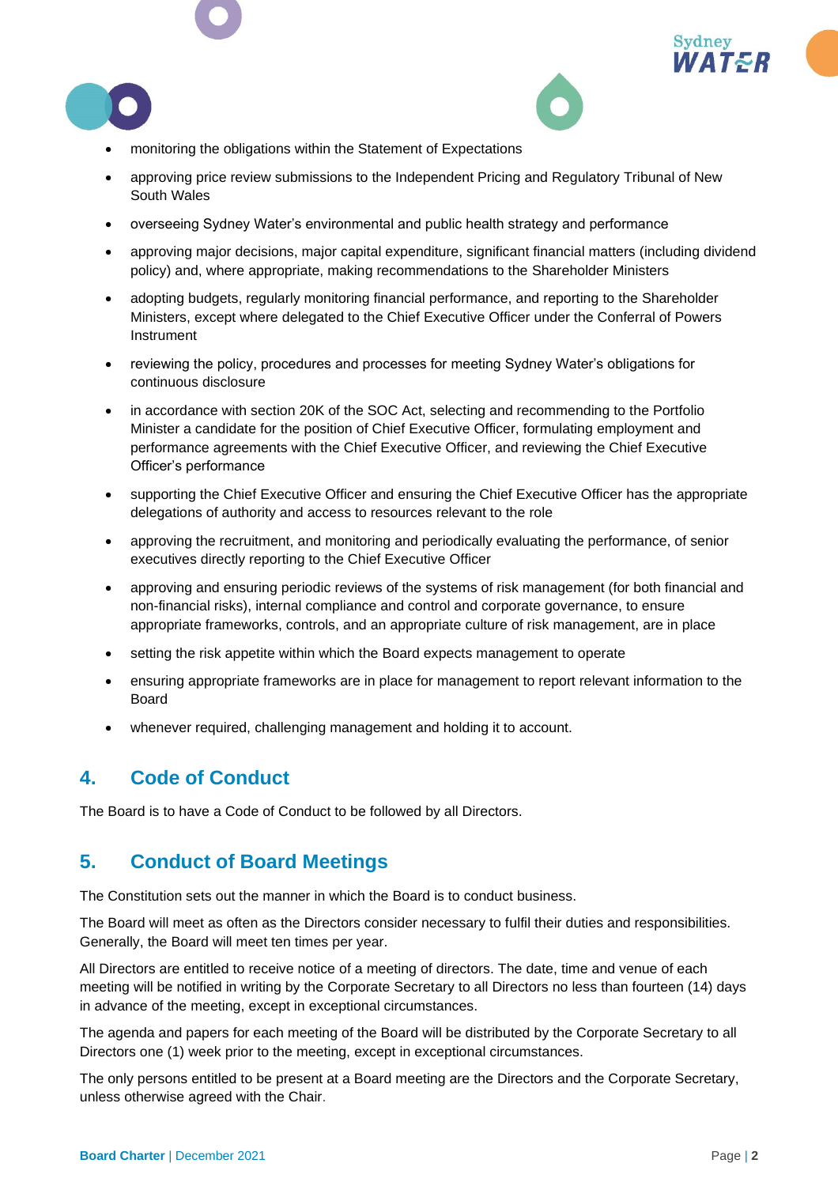- monitoring the obligations within the Statement of Expectations
- approving price review submissions to the Independent Pricing and Regulatory Tribunal of New South Wales
- overseeing Sydney Water's environmental and public health strategy and performance
- approving major decisions, major capital expenditure, significant financial matters (including dividend policy) and, where appropriate, making recommendations to the Shareholder Ministers
- adopting budgets, regularly monitoring financial performance, and reporting to the Shareholder Ministers, except where delegated to the Chief Executive Officer under the Conferral of Powers Instrument
- reviewing the policy, procedures and processes for meeting Sydney Water's obligations for continuous disclosure
- in accordance with section 20K of the SOC Act, selecting and recommending to the Portfolio Minister a candidate for the position of Chief Executive Officer, formulating employment and performance agreements with the Chief Executive Officer, and reviewing the Chief Executive Officer's performance
- supporting the Chief Executive Officer and ensuring the Chief Executive Officer has the appropriate delegations of authority and access to resources relevant to the role
- approving the recruitment, and monitoring and periodically evaluating the performance, of senior executives directly reporting to the Chief Executive Officer
- approving and ensuring periodic reviews of the systems of risk management (for both financial and non-financial risks), internal compliance and control and corporate governance, to ensure appropriate frameworks, controls, and an appropriate culture of risk management, are in place
- setting the risk appetite within which the Board expects management to operate
- ensuring appropriate frameworks are in place for management to report relevant information to the Board
- whenever required, challenging management and holding it to account.

## 4. Code of Conduct

The Board is to have a Code of Conduct to be followed by all Directors.

## 5. Conduct of Board Meetings

The Constitution sets out the manner in which the Board is to conduct business.

The Board will meet as often as the Directors consider necessary to fulfil their duties and responsibilities. Generally, the Board will meet ten times per year.

All Directors are entitled to receive notice of a meeting of directors. The date, time and venue of each meeting will be notified in writing by the Corporate Secretary to all Directors no less than fourteen (14) days in advance of the meeting, except in exceptional circumstances.

The agenda and papers for each meeting of the Board will be distributed by the Corporate Secretary to all Directors one (1) week prior to the meeting, except in exceptional circumstances.

The only persons entitled to be present at a Board meeting are the Directors and the Corporate Secretary, unless otherwise agreed with the Chair.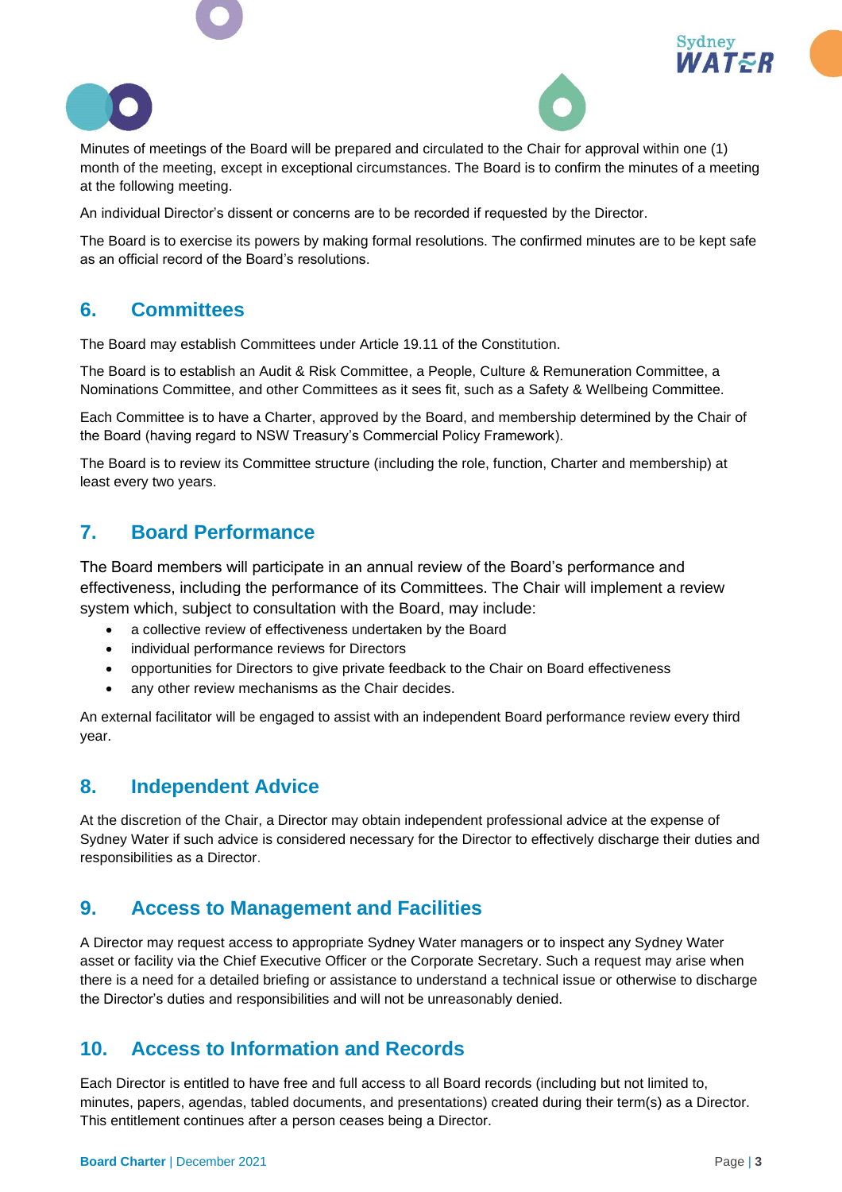Minutes of meetings of the Board will be prepared and circulated to the Chair for approval within one (1) month of the meeting, except in exceptional circumstances. The Board is to confirm the minutes of a meeting at the following meeting.

An individual Director's dissent or concerns are to be recorded if requested by the Director.

The Board is to exercise its powers by making formal resolutions. The confirmed minutes are to be kept safe as an official record of the Board's resolutions.

## 6. Committees

The Board may establish Committees under Article 19.11 of the Constitution.

The Board is to establish an Audit & Risk Committee, a People, Culture & Remuneration Committee, a Nominations Committee, and other Committees as it sees fit, such as a Safety & Wellbeing Committee.

Each Committee is to have a Charter, approved by the Board, and membership determined by the Chair of the Board (having regard to NSW Treasury's Commercial Policy Framework).

The Board is to review its Committee structure (including the role, function, Charter and membership) at least every two years.

## 7. Board Performance

The Board members will participate in an annual review of the Board's performance and effectiveness, including the performance of its Committees. The Chair will implement a review system which, subject to consultation with the Board, may include:

- a collective review of effectiveness undertaken by the Board
- individual performance reviews for Directors
- opportunities for Directors to give private feedback to the Chair on Board effectiveness
- any other review mechanisms as the Chair decides.

An external facilitator will be engaged to assist with an independent Board performance review every third year.

## 8. Independent Advice

At the discretion of the Chair, a Director may obtain independent professional advice at the expense of Sydney Water if such advice is considered necessary for the Director to effectively discharge their duties and responsibilities as a Director.

## 9. Access to Management and Facilities

A Director may request access to appropriate Sydney Water managers or to inspect any Sydney Water asset or facility via the Chief Executive Officer or the Corporate Secretary. Such a request may arise when there is a need for a detailed briefing or assistance to understand a technical issue or otherwise to discharge the Director's duties and responsibilities and will not be unreasonably denied.

## 10. Access to Information and Records

Each Director is entitled to have free and full access to all Board records (including but not limited to, minutes, papers, agendas, tabled documents, and presentations) created during their term(s) as a Director. This entitlement continues after a person ceases being a Director.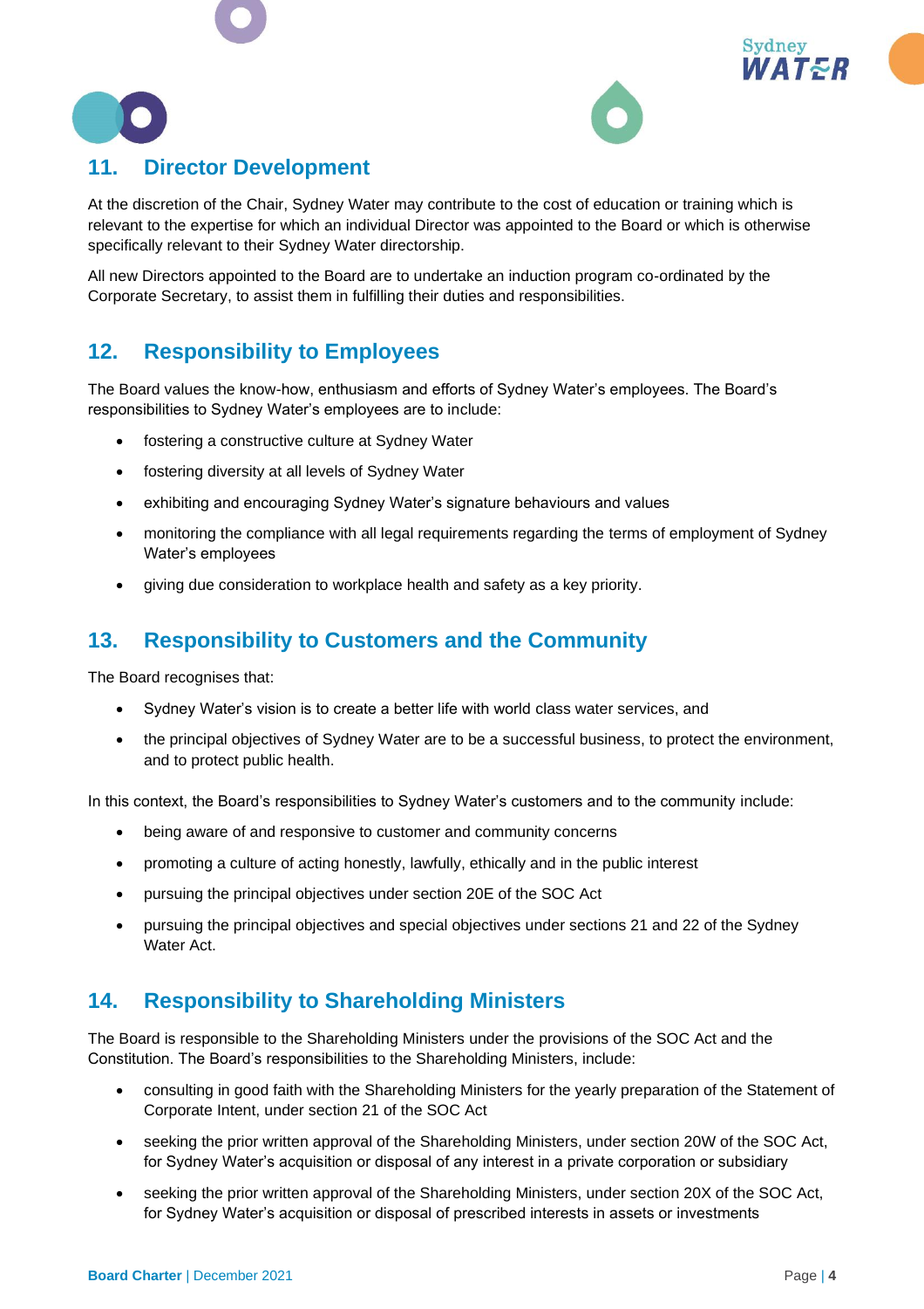## 11. Director Development

At the discretion of the Chair, Sydney Water may contribute to the cost of education or training which is relevant to the expertise for which an individual Director was appointed to the Board or which is otherwise specifically relevant to their Sydney Water directorship.

All new Directors appointed to the Board are to undertake an induction program co-ordinated by the Corporate Secretary, to assist them in fulfilling their duties and responsibilities.

## 12. Responsibility to Employees

The Board values the know-how, enthusiasm and efforts of Sydney Water's employees. The Board's responsibilities to Sydney Water's employees are to include:

- fostering a constructive culture at Sydney Water
- fostering diversity at all levels of Sydney Water
- exhibiting and encouraging Sydney Water's signature behaviours and values
- monitoring the compliance with all legal requirements regarding the terms of employment of Sydney Water's employees
- giving due consideration to workplace health and safety as a key priority.

## 13. Responsibility to Customers and the Community

The Board recognises that:

- Sydney Water's vision is to create a better life with world class water services, and
- the principal objectives of Sydney Water are to be a successful business, to protect the environment, and to protect public health.

In this context, the Board's responsibilities to Sydney Water's customers and to the community include:

- being aware of and responsive to customer and community concerns
- promoting a culture of acting honestly, lawfully, ethically and in the public interest
- pursuing the principal objectives under section 20E of the SOC Act
- pursuing the principal objectives and special objectives under sections 21 and 22 of the Sydney Water Act.

## 14. Responsibility to Shareholding Ministers

The Board is responsible to the Shareholding Ministers under the provisions of the SOC Act and the Constitution. The Board's responsibilities to the Shareholding Ministers, include:

- consulting in good faith with the Shareholding Ministers for the yearly preparation of the Statement of Corporate Intent, under section 21 of the SOC Act
- seeking the prior written approval of the Shareholding Ministers, under section 20W of the SOC Act, for Sydney Water's acquisition or disposal of any interest in a private corporation or subsidiary
- seeking the prior written approval of the Shareholding Ministers, under section 20X of the SOC Act, for Sydney Water's acquisition or disposal of prescribed interests in assets or investments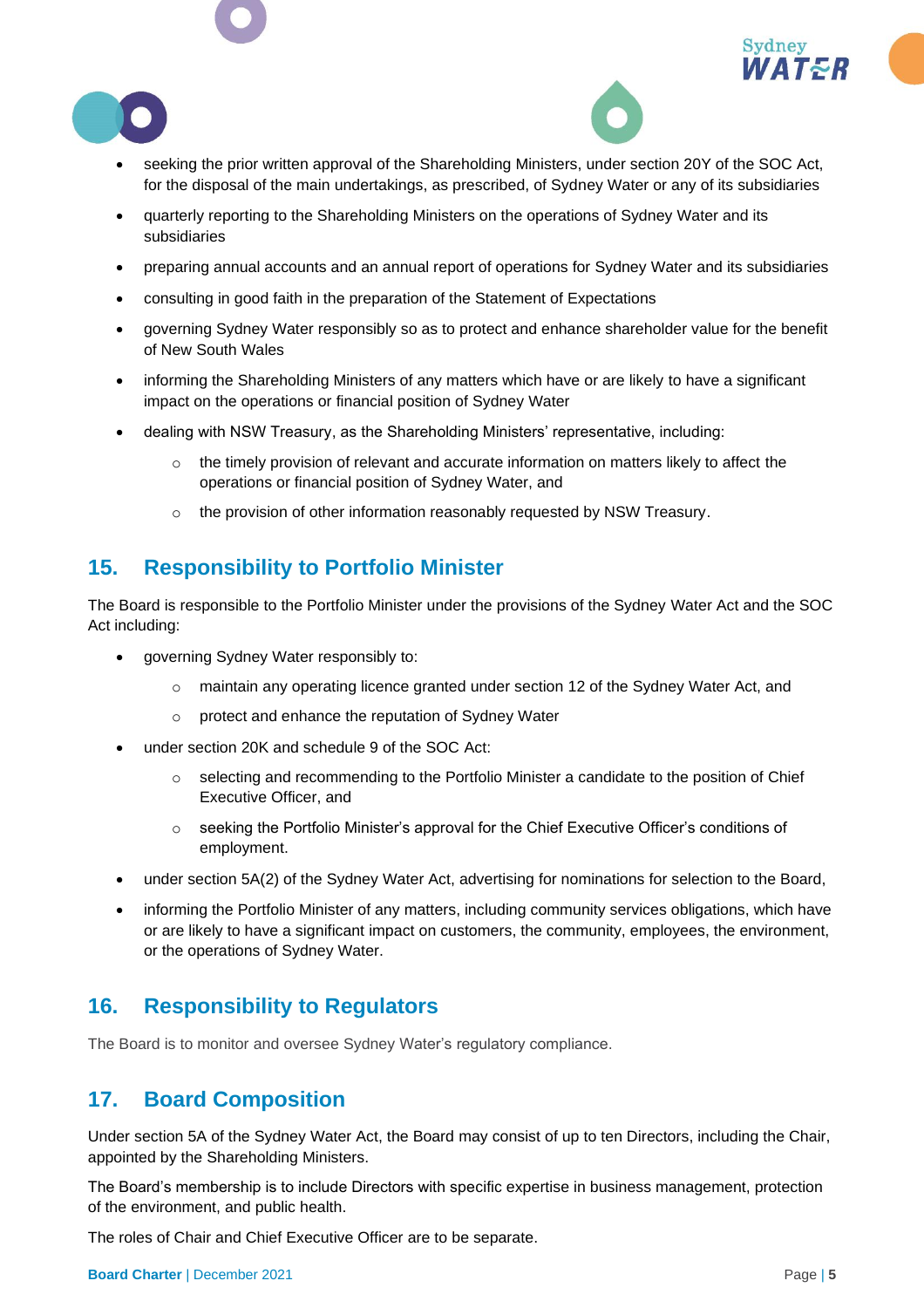- seeking the prior written approval of the Shareholding Ministers, under section 20Y of the SOC Act, for the disposal of the main undertakings, as prescribed, of Sydney Water or any of its subsidiaries
- quarterly reporting to the Shareholding Ministers on the operations of Sydney Water and its subsidiaries
- preparing annual accounts and an annual report of operations for Sydney Water and its subsidiaries
- consulting in good faith in the preparation of the Statement of Expectations
- governing Sydney Water responsibly so as to protect and enhance shareholder value for the benefit of New South Wales
- informing the Shareholding Ministers of any matters which have or are likely to have a significant impact on the operations or financial position of Sydney Water
- dealing with NSW Treasury, as the Shareholding Ministers' representative, including:
  - the timely provision of relevant and accurate information on matters likely to affect the operations or financial position of Sydney Water, and
  - the provision of other information reasonably requested by NSW Treasury.

## 15. Responsibility to Portfolio Minister

The Board is responsible to the Portfolio Minister under the provisions of the Sydney Water Act and the SOC Act including:

- governing Sydney Water responsibly to:
  - maintain any operating licence granted under section 12 of the Sydney Water Act, and
  - protect and enhance the reputation of Sydney Water
- under section 20K and schedule 9 of the SOC Act:
  - selecting and recommending to the Portfolio Minister a candidate to the position of Chief Executive Officer, and
  - seeking the Portfolio Minister's approval for the Chief Executive Officer's conditions of employment.
- under section 5A(2) of the Sydney Water Act, advertising for nominations for selection to the Board,
- informing the Portfolio Minister of any matters, including community services obligations, which have or are likely to have a significant impact on customers, the community, employees, the environment, or the operations of Sydney Water.

## 16. Responsibility to Regulators

The Board is to monitor and oversee Sydney Water's regulatory compliance.

## 17. Board Composition

Under section 5A of the Sydney Water Act, the Board may consist of up to ten Directors, including the Chair, appointed by the Shareholding Ministers.

The Board's membership is to include Directors with specific expertise in business management, protection of the environment, and public health.

The roles of Chair and Chief Executive Officer are to be separate.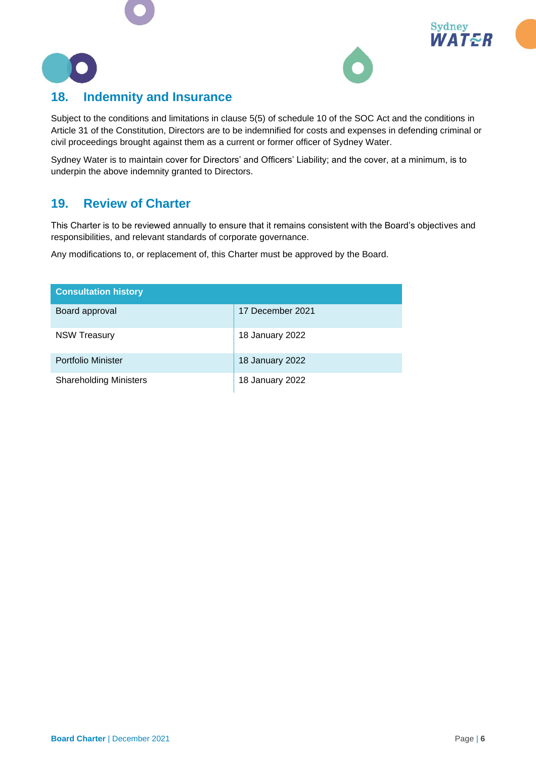## 18. Indemnity and Insurance

Subject to the conditions and limitations in clause 5(5) of schedule 10 of the SOC Act and the conditions in Article 31 of the Constitution, Directors are to be indemnified for costs and expenses in defending criminal or civil proceedings brought against them as a current or former officer of Sydney Water.

Sydney Water is to maintain cover for Directors' and Officers' Liability; and the cover, at a minimum, is to underpin the above indemnity granted to Directors.

## 19. Review of Charter

This Charter is to be reviewed annually to ensure that it remains consistent with the Board's objectives and responsibilities, and relevant standards of corporate governance.

Any modifications to, or replacement of, this Charter must be approved by the Board.

| Consultation history | |
|---|---|
| Board approval | 17 December 2021 |
| NSW Treasury | 18 January 2022 |
| Portfolio Minister | 18 January 2022 |
| Shareholding Ministers | 18 January 2022 |